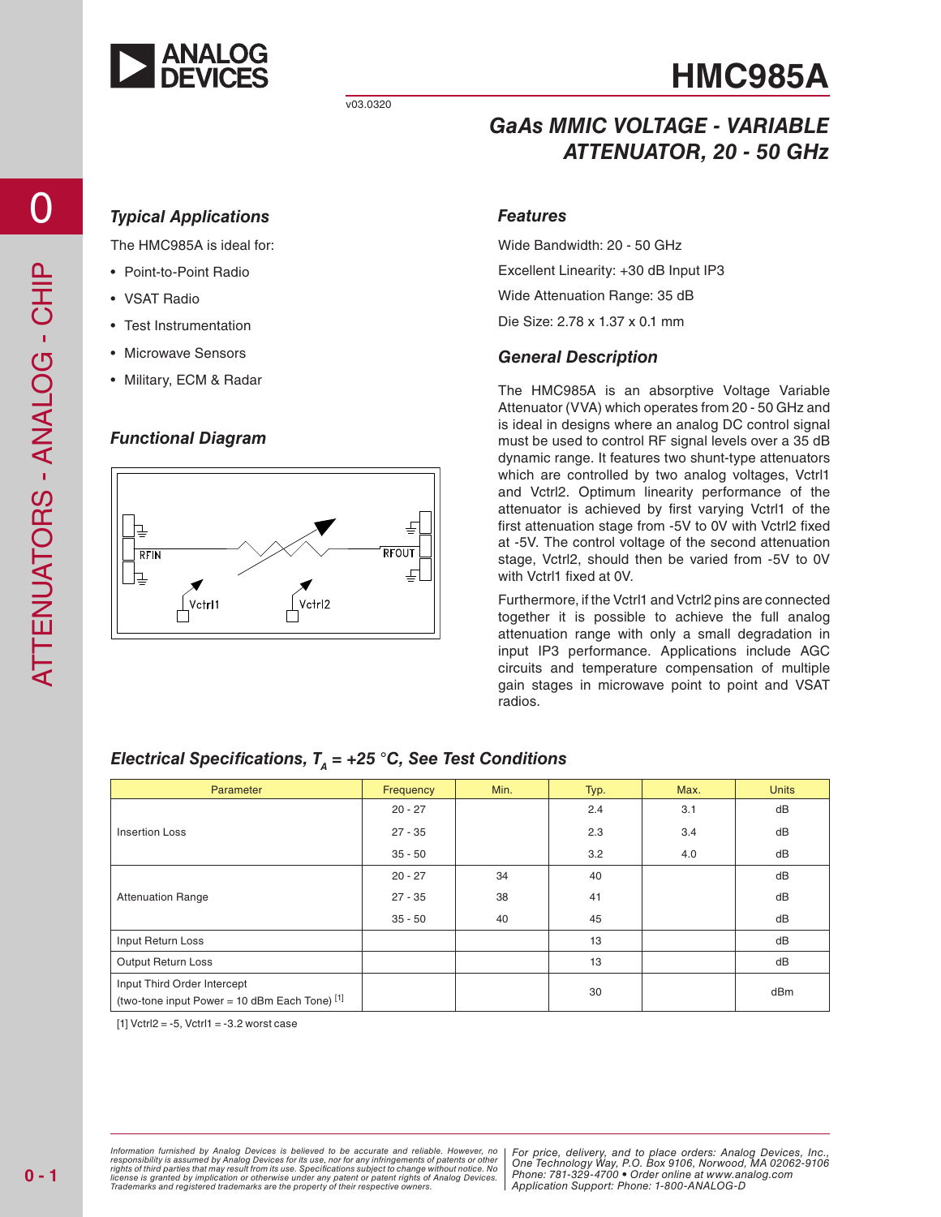# HMC985A

v03.0320

## GaAs MMIC VOLTAGE - VARIABLE ATTENUATOR, 20 - 50 GHz

### Typical Applications

The HMC985A is ideal for:

- Point-to-Point Radio
- VSAT Radio
- Test Instrumentation
- Microwave Sensors
- Military, ECM & Radar

### Functional Diagram

### Features

Wide Bandwidth: 20 - 50 GHz

Excellent Linearity: +30 dB Input IP3

Wide Attenuation Range: 35 dB

Die Size: 2.78 x 1.37 x 0.1 mm

### General Description

The HMC985A is an absorptive Voltage Variable Attenuator (VVA) which operates from 20 - 50 GHz and is ideal in designs where an analog DC control signal must be used to control RF signal levels over a 35 dB dynamic range. It features two shunt-type attenuators which are controlled by two analog voltages, Vctrl1 and Vctrl2. Optimum linearity performance of the attenuator is achieved by first varying Vctrl1 of the first attenuation stage from -5V to 0V with Vctrl2 fixed at -5V. The control voltage of the second attenuation stage, Vctrl2, should then be varied from -5V to 0V with Vctrl1 fixed at 0V.

Furthermore, if the Vctrl1 and Vctrl2 pins are connected together it is possible to achieve the full analog attenuation range with only a small degradation in input IP3 performance. Applications include AGC circuits and temperature compensation of multiple gain stages in microwave point to point and VSAT radios.

### Electrical Specifications, $T_A$ = +25 °C, See Test Conditions

| Parameter | Frequency | Min. | Typ. | Max. | Units |
|---|---|---|---|---|---|
| Insertion Loss | 20 - 27 | | 2.4 | 3.1 | dB |
| | 27 - 35 | | 2.3 | 3.4 | dB |
| | 35 - 50 | | 3.2 | 4.0 | dB |
| Attenuation Range | 20 - 27 | 34 | 40 | | dB |
| | 27 - 35 | 38 | 41 | | dB |
| | 35 - 50 | 40 | 45 | | dB |
| Input Return Loss | | | 13 | | dB |
| Output Return Loss | | | 13 | | dB |
| Input Third Order Intercept (two-tone input Power = 10 dBm Each Tone) [1] | | | 30 | | dBm |

[1] Vctrl2 = -5, Vctrl1 = -3.2 worst case

Information furnished by Analog Devices is believed to be accurate and reliable. However, no responsibility is assumed by Analog Devices for its use, nor for any infringements of patents or other rights of third parties that may result from its use. Specifications subject to change without notice. No license is granted by implication or otherwise under any patent or patent rights of Analog Devices. Trademarks and registered trademarks are the property of their respective owners.

For price, delivery, and to place orders: Analog Devices, Inc., One Technology Way, P.O. Box 9106, Norwood, MA 02062-9106
Phone: 781-329-4700 • Order online at www.analog.com
Application Support: Phone: 1-800-ANALOG-D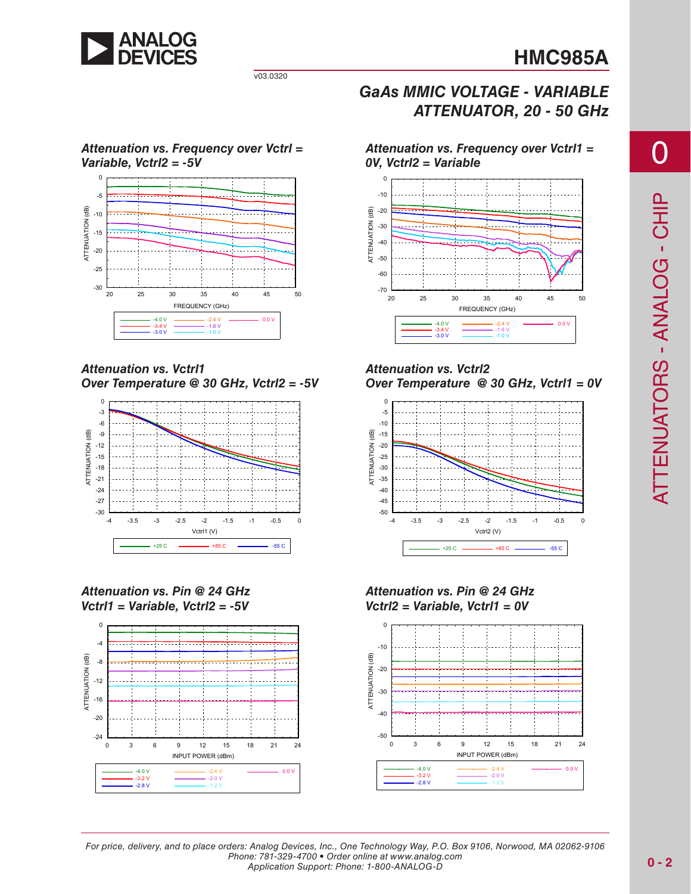## Attenuation vs. Frequency over Vctrl = Variable, Vctrl2 = -5V

ATTENUATION (dB)

FREQUENCY (GHz)

-4.0 V, -3.4 V, -3.0 V, -2.4 V, -1.6 V, -1.0 V, 0.0 V

## Attenuation vs. Frequency over Vctrl1 = 0V, Vctrl2 = Variable

ATTENUATION (dB)

FREQUENCY (GHz)

-4.0 V, -3.4 V, -3.0 V, -2.4 V, -1.6 V, -1.0 V, 0.0 V

## Attenuation vs. Vctrl1 Over Temperature @ 30 GHz, Vctrl2 = -5V

ATTENUATION (dB)

Vctrl1 (V)

+25 C, +85 C, -55 C

## Attenuation vs. Vctrl2 Over Temperature @ 30 GHz, Vctrl1 = 0V

ATTENUATION (dB)

Vctrl2 (V)

+25 C, +85 C, -55 C

## Attenuation vs. Pin @ 24 GHz Vctrl1 = Variable, Vctrl2 = -5V

ATTENUATION (dB)

INPUT POWER (dBm)

-4.0 V, -3.2 V, -2.8 V, -2.4 V, -2.0 V, -1.2 V, 0.0 V

## Attenuation vs. Pin @ 24 GHz Vctrl2 = Variable, Vctrl1 = 0V

ATTENUATION (dB)

INPUT POWER (dBm)

-4.0 V, -3.2 V, -2.8 V, -2.4 V, -2.0 V, -1.2 V, 0.0 V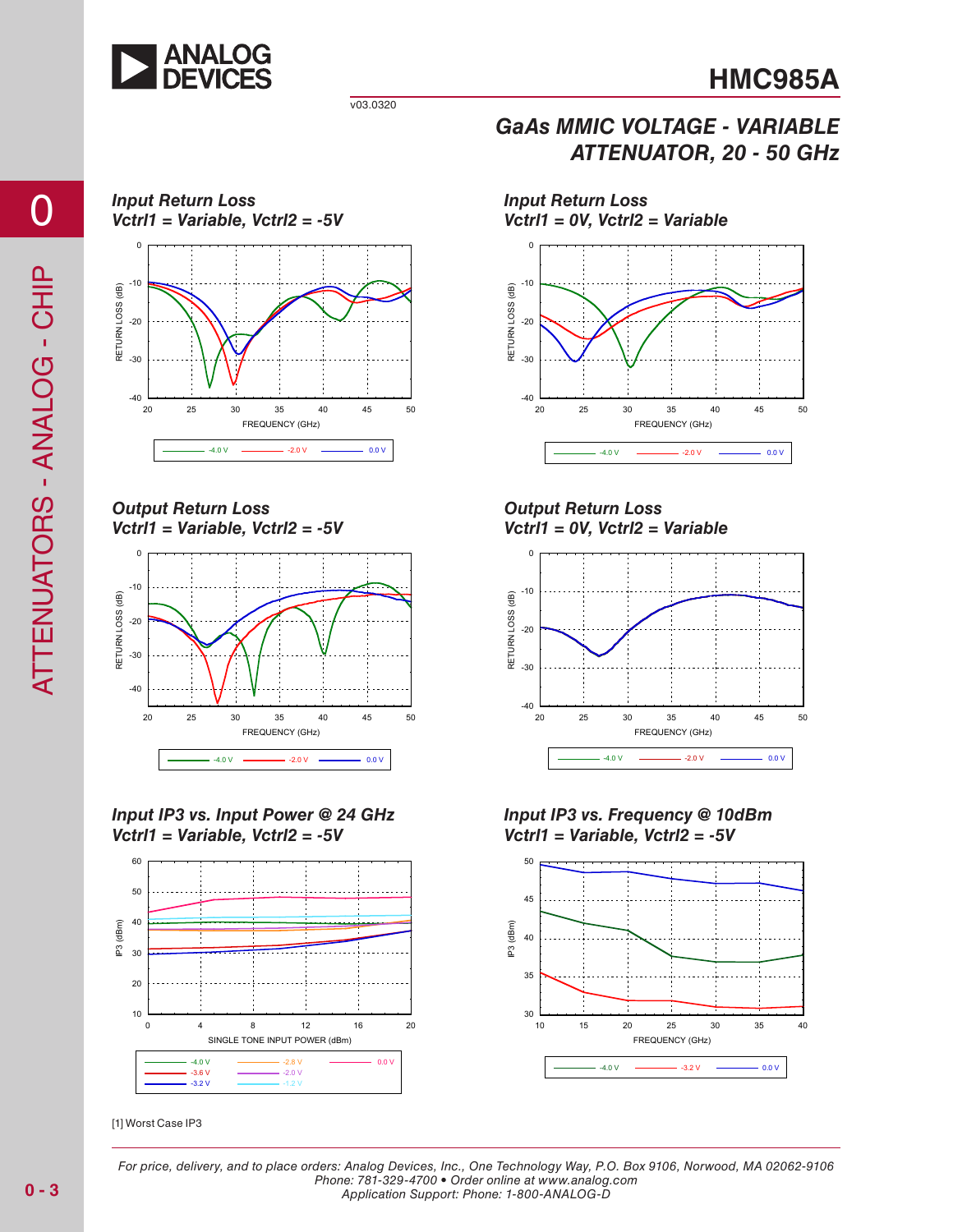## Input Return Loss
## Vctrl1 = Variable, Vctrl2 = -5V

## Input Return Loss
## Vctrl1 = 0V, Vctrl2 = Variable

## Output Return Loss
## Vctrl1 = Variable, Vctrl2 = -5V

## Output Return Loss
## Vctrl1 = 0V, Vctrl2 = Variable

## Input IP3 vs. Input Power @ 24 GHz
## Vctrl1 = Variable, Vctrl2 = -5V

## Input IP3 vs. Frequency @ 10dBm
## Vctrl1 = Variable, Vctrl2 = -5V

[1] Worst Case IP3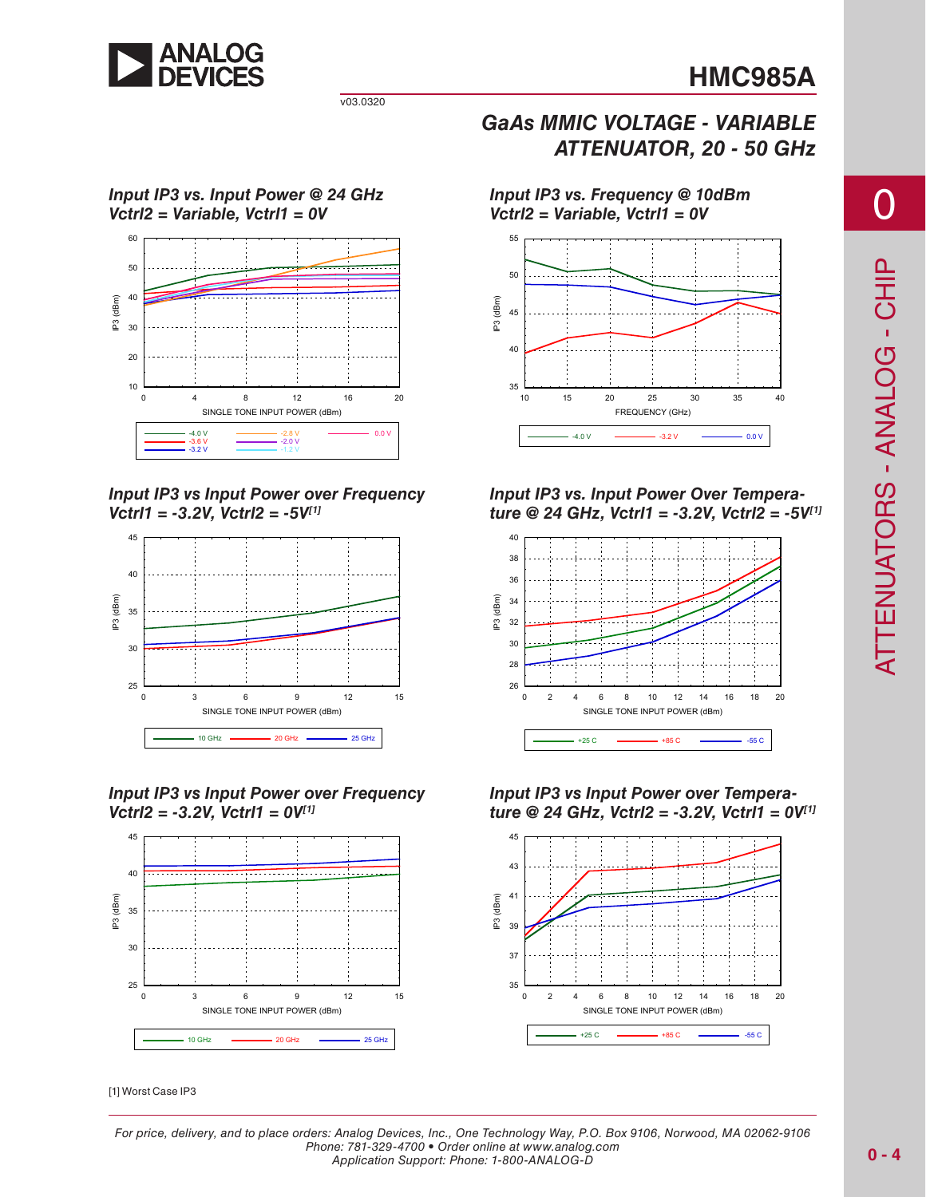# HMC985A

## GaAs MMIC VOLTAGE - VARIABLE ATTENUATOR, 20 - 50 GHz

### Input IP3 vs. Input Power @ 24 GHz Vctrl2 = Variable, Vctrl1 = 0V

### Input IP3 vs. Frequency @ 10dBm Vctrl2 = Variable, Vctrl1 = 0V

### Input IP3 vs Input Power over Frequency Vctrl1 = -3.2V, Vctrl2 = -5V[1]

### Input IP3 vs. Input Power Over Temperature @ 24 GHz, Vctrl1 = -3.2V, Vctrl2 = -5V[1]

### Input IP3 vs Input Power over Frequency Vctrl2 = -3.2V, Vctrl1 = 0V[1]

### Input IP3 vs Input Power over Temperature @ 24 GHz, Vctrl2 = -3.2V, Vctrl1 = 0V[1]

[1] Worst Case IP3

For price, delivery, and to place orders: Analog Devices, Inc., One Technology Way, P.O. Box 9106, Norwood, MA 02062-9106
Phone: 781-329-4700 • Order online at www.analog.com
Application Support: Phone: 1-800-ANALOG-D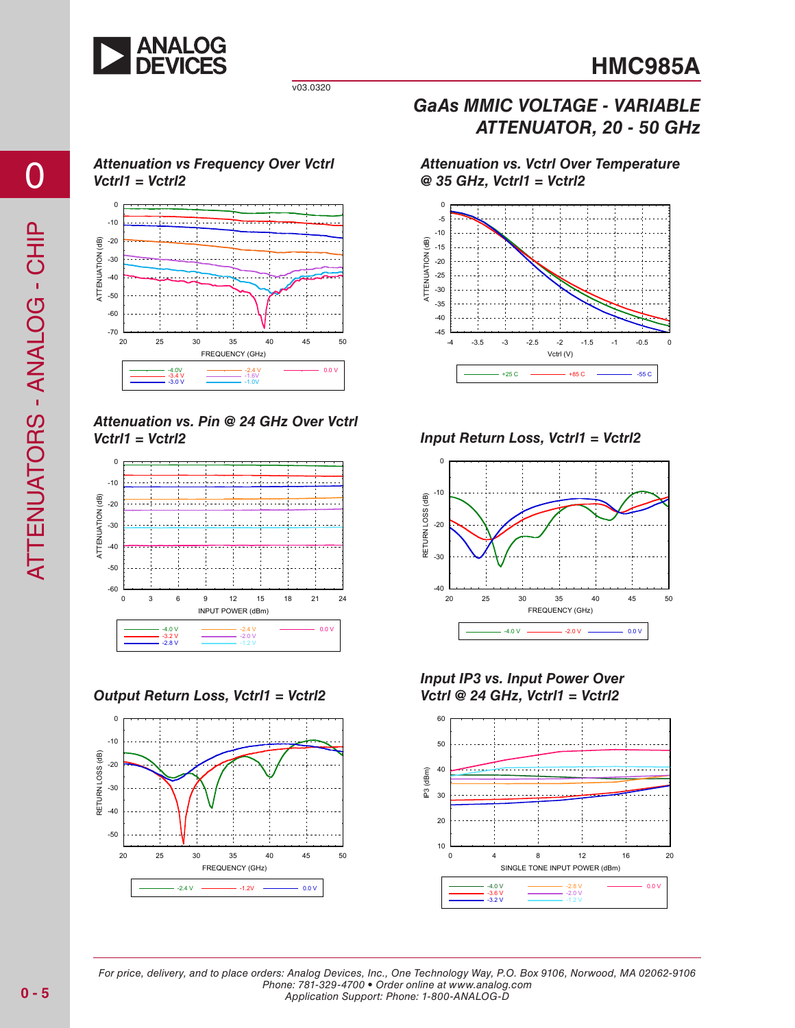# HMC985A

v03.0320

## GaAs MMIC VOLTAGE - VARIABLE ATTENUATOR, 20 - 50 GHz

### Attenuation vs Frequency Over Vctrl Vctrl1 = Vctrl2

### Attenuation vs. Vctrl Over Temperature @ 35 GHz, Vctrl1 = Vctrl2

### Attenuation vs. Pin @ 24 GHz Over Vctrl Vctrl1 = Vctrl2

### Input Return Loss, Vctrl1 = Vctrl2

### Output Return Loss, Vctrl1 = Vctrl2

### Input IP3 vs. Input Power Over Vctrl @ 24 GHz, Vctrl1 = Vctrl2

For price, delivery, and to place orders: Analog Devices, Inc., One Technology Way, P.O. Box 9106, Norwood, MA 02062-9106
Phone: 781-329-4700 • Order online at www.analog.com
Application Support: Phone: 1-800-ANALOG-D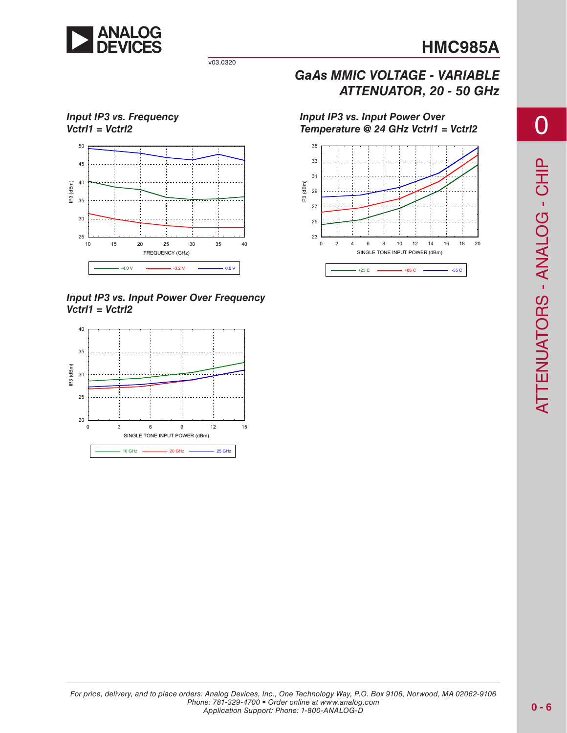## Input IP3 vs. Frequency Vctrl1 = Vctrl2

## Input IP3 vs. Input Power Over Temperature @ 24 GHz Vctrl1 = Vctrl2

## Input IP3 vs. Input Power Over Frequency Vctrl1 = Vctrl2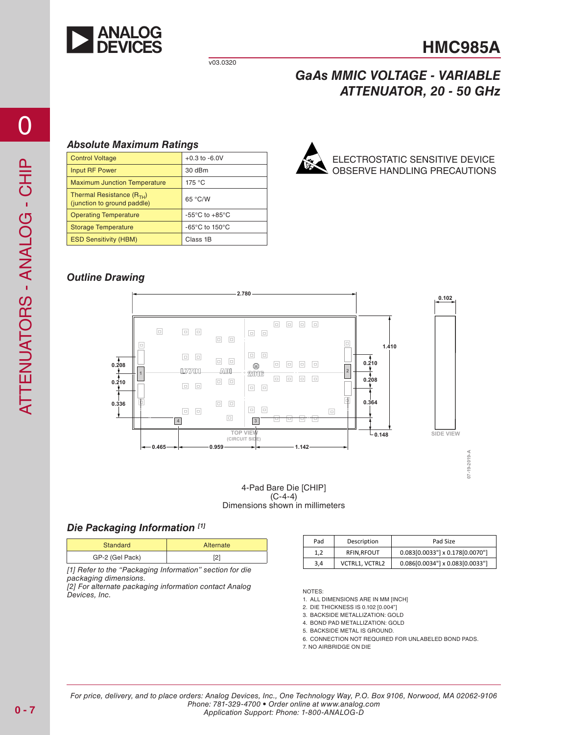# HMC985A

v03.0320

## GaAs MMIC VOLTAGE - VARIABLE ATTENUATOR, 20 - 50 GHz

### Absolute Maximum Ratings

| Control Voltage | +0.3 to -6.0V |
|---|---|
| Input RF Power | 30 dBm |
| Maximum Junction Temperature | 175 °C |
| Thermal Resistance ($R_{TH}$) (junction to ground paddle) | 65 °C/W |
| Operating Temperature | -55°C to +85°C |
| Storage Temperature | -65°C to 150°C |
| ESD Sensitivity (HBM) | Class 1B |

ELECTROSTATIC SENSITIVE DEVICE
OBSERVE HANDLING PRECAUTIONS

### Outline Drawing

4-Pad Bare Die [CHIP]
(C-4-4)
Dimensions shown in millimeters

### Die Packaging Information [1]

| Standard | Alternate |
|---|---|
| GP-2 (Gel Pack) | [2] |

[1] Refer to the "Packaging Information" section for die packaging dimensions.
[2] For alternate packaging information contact Analog Devices, Inc.

| Pad | Description | Pad Size |
|---|---|---|
| 1,2 | RFIN,RFOUT | 0.083[0.0033"] x 0.178[0.0070"] |
| 3,4 | VCTRL1, VCTRL2 | 0.086[0.0034"] x 0.083[0.0033"] |

NOTES:
1. ALL DIMENSIONS ARE IN MM [INCH]
2. DIE THICKNESS IS 0.102 [0.004"]
3. BACKSIDE METALLIZATION: GOLD
4. BOND PAD METALLIZATION: GOLD
5. BACKSIDE METAL IS GROUND.
6. CONNECTION NOT REQUIRED FOR UNLABELED BOND PADS.
7. NO AIRBRIDGE ON DIE

For price, delivery, and to place orders: Analog Devices, Inc., One Technology Way, P.O. Box 9106, Norwood, MA 02062-9106
Phone: 781-329-4700 • Order online at www.analog.com
Application Support: Phone: 1-800-ANALOG-D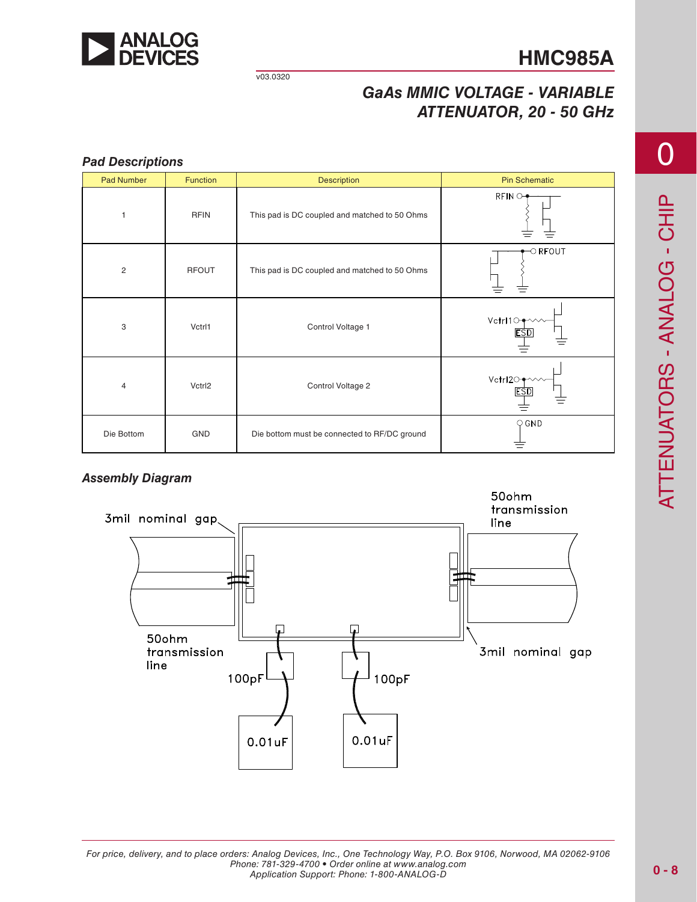## Pad Descriptions

| Pad Number | Function | Description | Pin Schematic |
|---|---|---|---|
| 1 | RFIN | This pad is DC coupled and matched to 50 Ohms | |
| 2 | RFOUT | This pad is DC coupled and matched to 50 Ohms | |
| 3 | Vctrl1 | Control Voltage 1 | |
| 4 | Vctrl2 | Control Voltage 2 | |
| Die Bottom | GND | Die bottom must be connected to RF/DC ground | |

## Assembly Diagram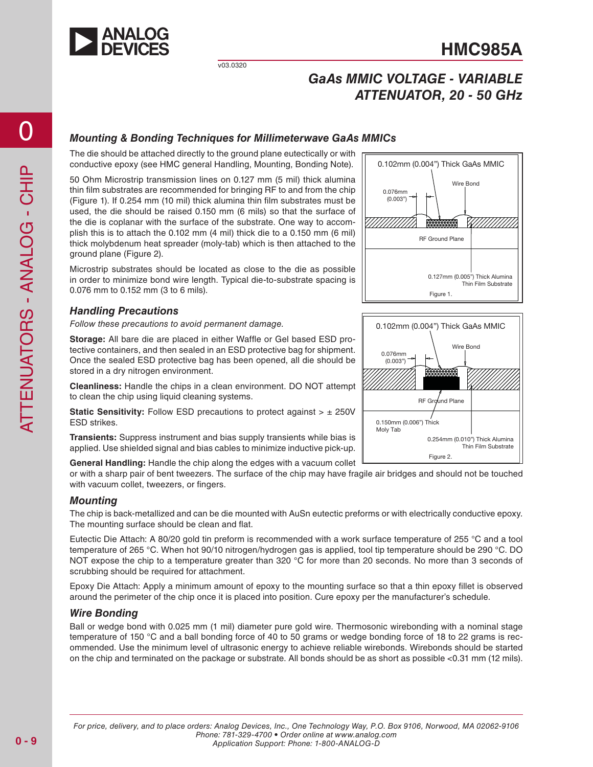## Mounting & Bonding Techniques for Millimeterwave GaAs MMICs

The die should be attached directly to the ground plane eutectically or with conductive epoxy (see HMC general Handling, Mounting, Bonding Note).

50 Ohm Microstrip transmission lines on 0.127 mm (5 mil) thick alumina thin film substrates are recommended for bringing RF to and from the chip (Figure 1). If 0.254 mm (10 mil) thick alumina thin film substrates must be used, the die should be raised 0.150 mm (6 mils) so that the surface of the die is coplanar with the surface of the substrate. One way to accomplish this is to attach the 0.102 mm (4 mil) thick die to a 0.150 mm (6 mil) thick molybdenum heat spreader (moly-tab) which is then attached to the ground plane (Figure 2).

Microstrip substrates should be located as close to the die as possible in order to minimize bond wire length. Typical die-to-substrate spacing is 0.076 mm to 0.152 mm (3 to 6 mils).

0.102mm (0.004") Thick GaAs MMIC
Wire Bond
0.076mm (0.003")
RF Ground Plane
0.127mm (0.005") Thick Alumina Thin Film Substrate

Figure 1.

0.102mm (0.004") Thick GaAs MMIC
Wire Bond
0.076mm (0.003")
RF Ground Plane
0.150mm (0.006") Thick Moly Tab
0.254mm (0.010") Thick Alumina Thin Film Substrate

Figure 2.

### Handling Precautions

*Follow these precautions to avoid permanent damage.*

**Storage:** All bare die are placed in either Waffle or Gel based ESD protective containers, and then sealed in an ESD protective bag for shipment. Once the sealed ESD protective bag has been opened, all die should be stored in a dry nitrogen environment.

**Cleanliness:** Handle the chips in a clean environment. DO NOT attempt to clean the chip using liquid cleaning systems.

**Static Sensitivity:** Follow ESD precautions to protect against > ± 250V ESD strikes.

**Transients:** Suppress instrument and bias supply transients while bias is applied. Use shielded signal and bias cables to minimize inductive pick-up.

**General Handling:** Handle the chip along the edges with a vacuum collet or with a sharp pair of bent tweezers. The surface of the chip may have fragile air bridges and should not be touched with vacuum collet, tweezers, or fingers.

### Mounting

The chip is back-metallized and can be die mounted with AuSn eutectic preforms or with electrically conductive epoxy. The mounting surface should be clean and flat.

Eutectic Die Attach: A 80/20 gold tin preform is recommended with a work surface temperature of 255 °C and a tool temperature of 265 °C. When hot 90/10 nitrogen/hydrogen gas is applied, tool tip temperature should be 290 °C. DO NOT expose the chip to a temperature greater than 320 °C for more than 20 seconds. No more than 3 seconds of scrubbing should be required for attachment.

Epoxy Die Attach: Apply a minimum amount of epoxy to the mounting surface so that a thin epoxy fillet is observed around the perimeter of the chip once it is placed into position. Cure epoxy per the manufacturer's schedule.

### Wire Bonding

Ball or wedge bond with 0.025 mm (1 mil) diameter pure gold wire. Thermosonic wirebonding with a nominal stage temperature of 150 °C and a ball bonding force of 40 to 50 grams or wedge bonding force of 18 to 22 grams is recommended. Use the minimum level of ultrasonic energy to achieve reliable wirebonds. Wirebonds should be started on the chip and terminated on the package or substrate. All bonds should be as short as possible <0.31 mm (12 mils).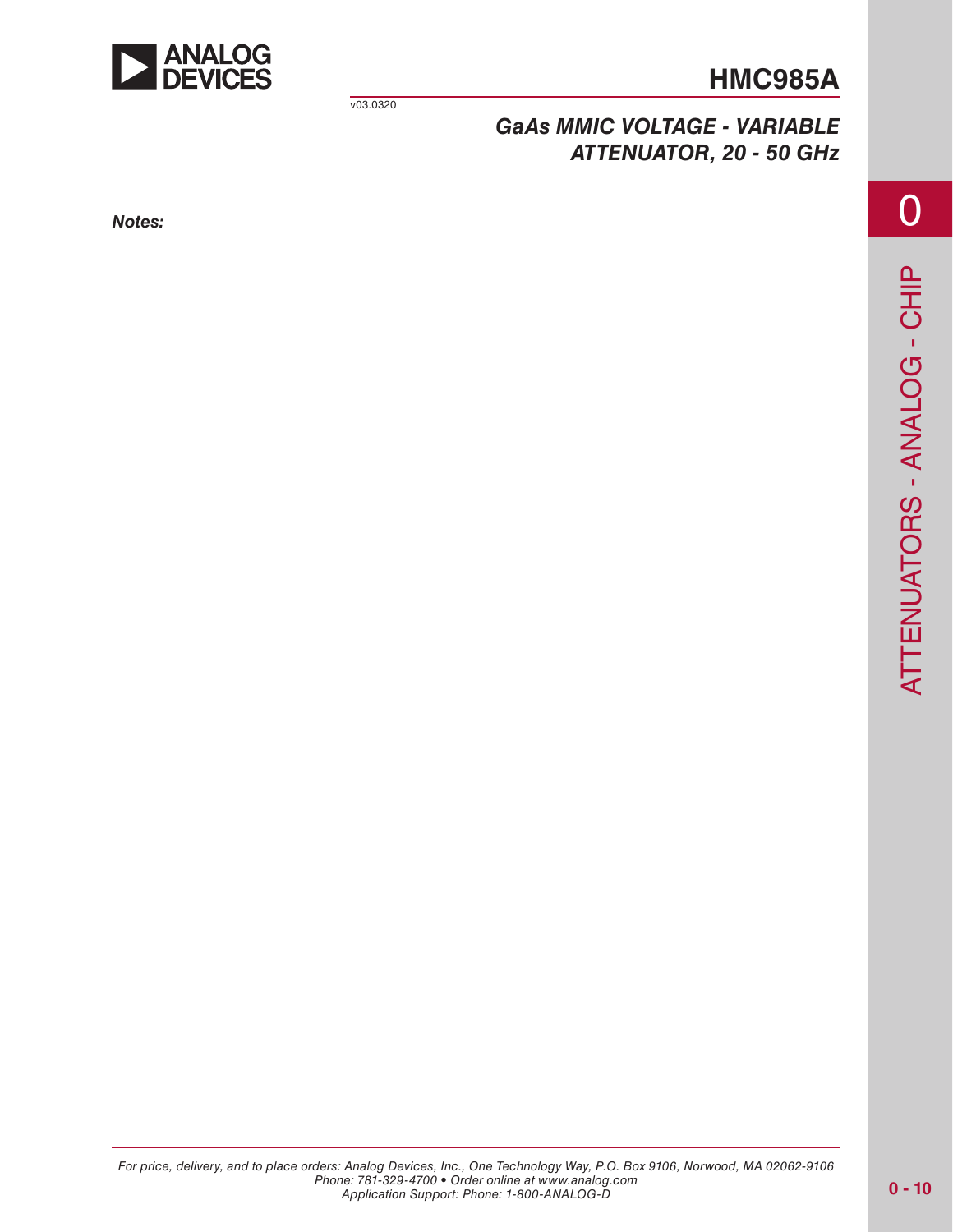***Notes:***